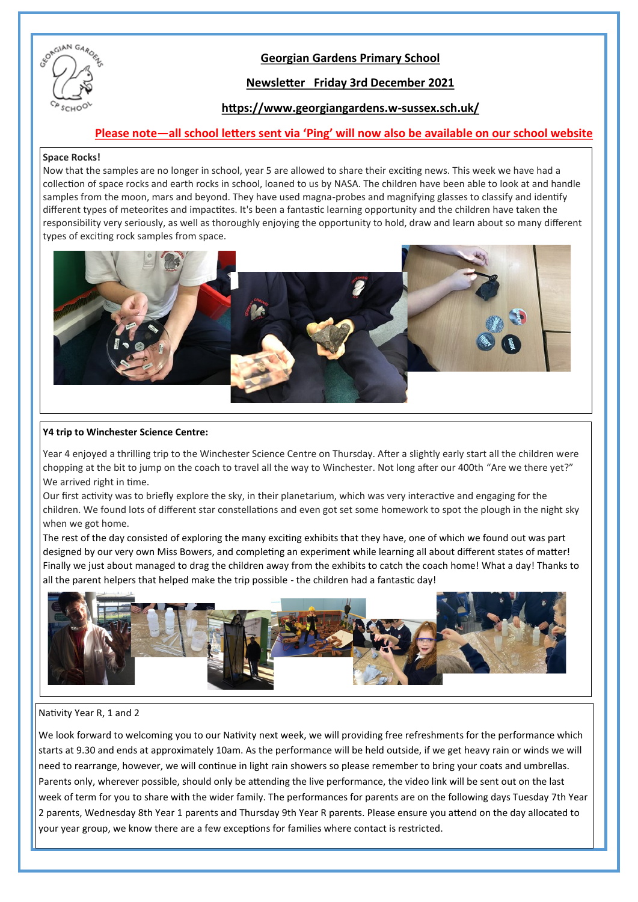# Georgian Gardens Primary School

## Newsletter Friday 3rd December 2021

**https://www.georgiangardens.w-sussex.sch.uk/**

**Please note—all school letters sent via 'Ping' will now also be available on our school website**

### Space Rocks!

Now that the samples are no longer in school, year 5 are allowed to share their exciting news. This week we have had a collection of space rocks and earth rocks in school, loaned to us by NASA. The children have been able to look at and handle samples from the moon, mars and beyond. They have used magna-probes and magnifying glasses to classify and identify different types of meteorites and impactites. It's been a fantastic learning opportunity and the children have taken the responsibility very seriously, as well as thoroughly enjoying the opportunity to hold, draw and learn about so many different types of exciting rock samples from space.

### Y4 trip to Winchester Science Centre:

Year 4 enjoyed a thrilling trip to the Winchester Science Centre on Thursday. After a slightly early start all the children were chopping at the bit to jump on the coach to travel all the way to Winchester. Not long after our 400th "Are we there yet?" We arrived right in time.

Our first activity was to briefly explore the sky, in their planetarium, which was very interactive and engaging for the children. We found lots of different star constellations and even got set some homework to spot the plough in the night sky when we got home.

The rest of the day consisted of exploring the many exciting exhibits that they have, one of which we found out was part designed by our very own Miss Bowers, and completing an experiment while learning all about different states of matter! Finally we just about managed to drag the children away from the exhibits to catch the coach home! What a day! Thanks to all the parent helpers that helped make the trip possible - the children had a fantastic day!

### Nativity Year R, 1 and 2

We look forward to welcoming you to our Nativity next week, we will providing free refreshments for the performance which starts at 9.30 and ends at approximately 10am. As the performance will be held outside, if we get heavy rain or winds we will need to rearrange, however, we will continue in light rain showers so please remember to bring your coats and umbrellas. Parents only, wherever possible, should only be attending the live performance, the video link will be sent out on the last week of term for you to share with the wider family. The performances for parents are on the following days Tuesday 7th Year 2 parents, Wednesday 8th Year 1 parents and Thursday 9th Year R parents. Please ensure you attend on the day allocated to your year group, we know there are a few exceptions for families where contact is restricted.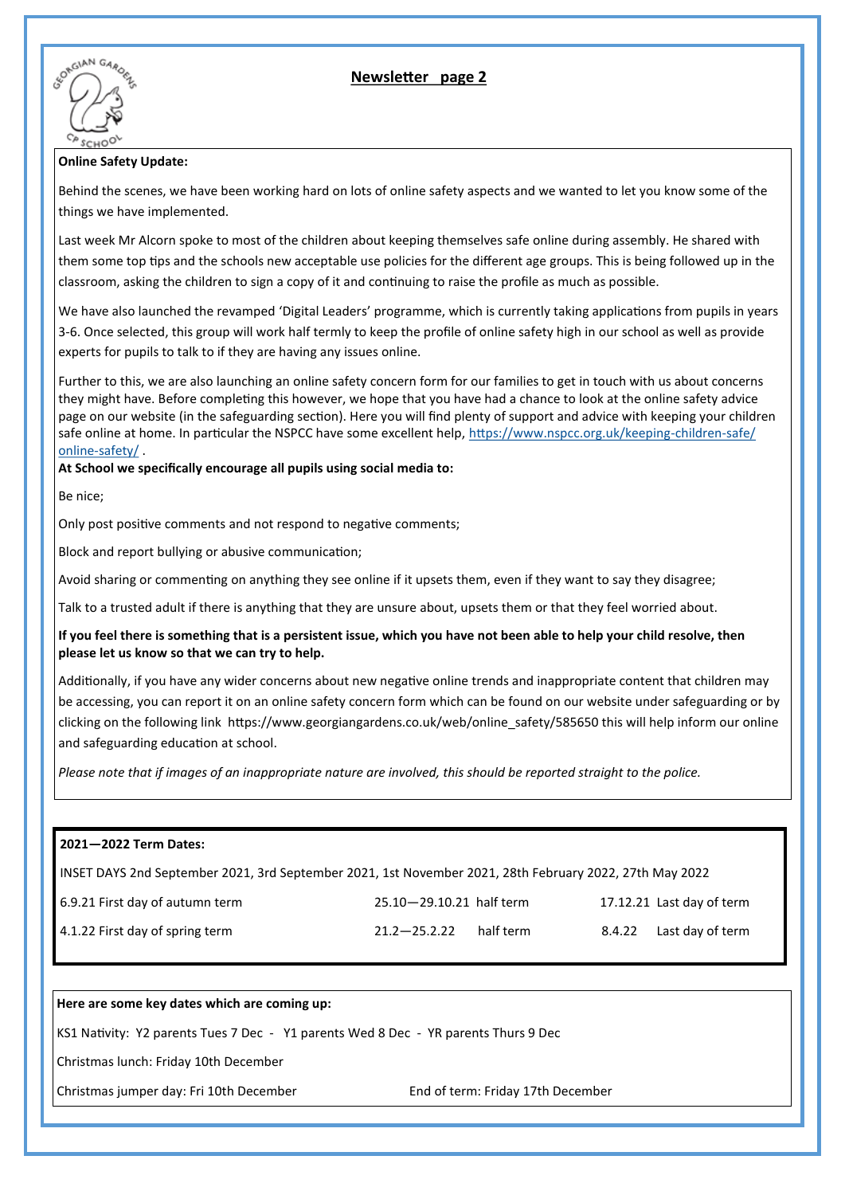## Newsletter page 2

**Online Safety Update:**

Behind the scenes, we have been working hard on lots of online safety aspects and we wanted to let you know some of the things we have implemented.

Last week Mr Alcorn spoke to most of the children about keeping themselves safe online during assembly. He shared with them some top tips and the schools new acceptable use policies for the different age groups. This is being followed up in the classroom, asking the children to sign a copy of it and continuing to raise the profile as much as possible.

We have also launched the revamped 'Digital Leaders' programme, which is currently taking applications from pupils in years 3-6. Once selected, this group will work half termly to keep the profile of online safety high in our school as well as provide experts for pupils to talk to if they are having any issues online.

Further to this, we are also launching an online safety concern form for our families to get in touch with us about concerns they might have. Before completing this however, we hope that you have had a chance to look at the online safety advice page on our website (in the safeguarding section). Here you will find plenty of support and advice with keeping your children safe online at home. In particular the NSPCC have some excellent help, https://www.nspcc.org.uk/keeping-children-safe/online-safety/ .

**At School we specifically encourage all pupils using social media to:**

Be nice;

Only post positive comments and not respond to negative comments;

Block and report bullying or abusive communication;

Avoid sharing or commenting on anything they see online if it upsets them, even if they want to say they disagree;

Talk to a trusted adult if there is anything that they are unsure about, upsets them or that they feel worried about.

**If you feel there is something that is a persistent issue, which you have not been able to help your child resolve, then please let us know so that we can try to help.**

Additionally, if you have any wider concerns about new negative online trends and inappropriate content that children may be accessing, you can report it on an online safety concern form which can be found on our website under safeguarding or by clicking on the following link https://www.georgiangardens.co.uk/web/online_safety/585650 this will help inform our online and safeguarding education at school.

*Please note that if images of an inappropriate nature are involved, this should be reported straight to the police.*

**2021—2022 Term Dates:**

INSET DAYS 2nd September 2021, 3rd September 2021, 1st November 2021, 28th February 2022, 27th May 2022

| | | |
|---|---|---|
| 6.9.21 First day of autumn term | 25.10—29.10.21 half term | 17.12.21 Last day of term |
| 4.1.22 First day of spring term | 21.2—25.2.22 half term | 8.4.22 Last day of term |

**Here are some key dates which are coming up:**

KS1 Nativity: Y2 parents Tues 7 Dec - Y1 parents Wed 8 Dec - YR parents Thurs 9 Dec

Christmas lunch: Friday 10th December

Christmas jumper day: Fri 10th December

End of term: Friday 17th December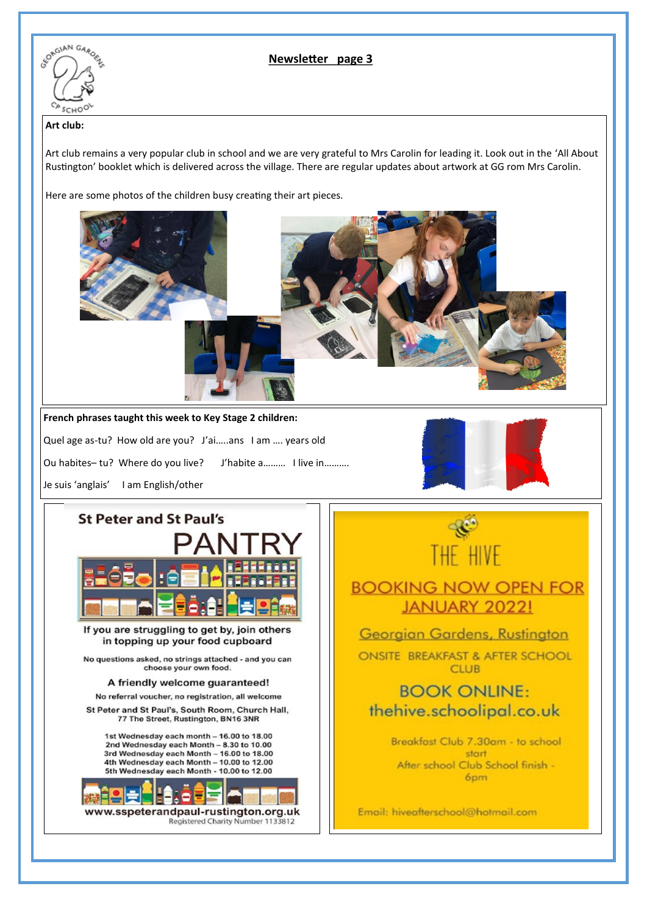# Newsletter page 3

**Art club:**

Art club remains a very popular club in school and we are very grateful to Mrs Carolin for leading it. Look out in the 'All About Rustington' booklet which is delivered across the village. There are regular updates about artwork at GG rom Mrs Carolin.

Here are some photos of the children busy creating their art pieces.

**French phrases taught this week to Key Stage 2 children:**

Quel age as-tu? How old are you? J'ai…..ans I am …. years old

Ou habites– tu? Where do you live? J'habite a……… I live in……….

Je suis 'anglais' I am English/other

## St Peter and St Paul's PANTRY

If you are struggling to get by, join others in topping up your food cupboard

No questions asked, no strings attached - and you can choose your own food.

**A friendly welcome guaranteed!**

No referral voucher, no registration, all welcome

St Peter and St Paul's, South Room, Church Hall, 77 The Street, Rustington, BN16 3NR

1st Wednesday each month – 16.00 to 18.00
2nd Wednesday each Month – 8.30 to 10.00
3rd Wednesday each Month – 16.00 to 18.00
4th Wednesday each Month – 10.00 to 12.00
5th Wednesday each Month - 10.00 to 12.00

www.sspeterandpaul-rustington.org.uk
Registered Charity Number 1133812

## THE HIVE

BOOKING NOW OPEN FOR JANUARY 2022!

Georgian Gardens, Rustington

ONSITE BREAKFAST & AFTER SCHOOL CLUB

BOOK ONLINE:
thehive.schoolipal.co.uk

Breakfast Club 7.30am - to school start
After school Club School finish - 6pm

Email: hiveafterschool@hotmail.com